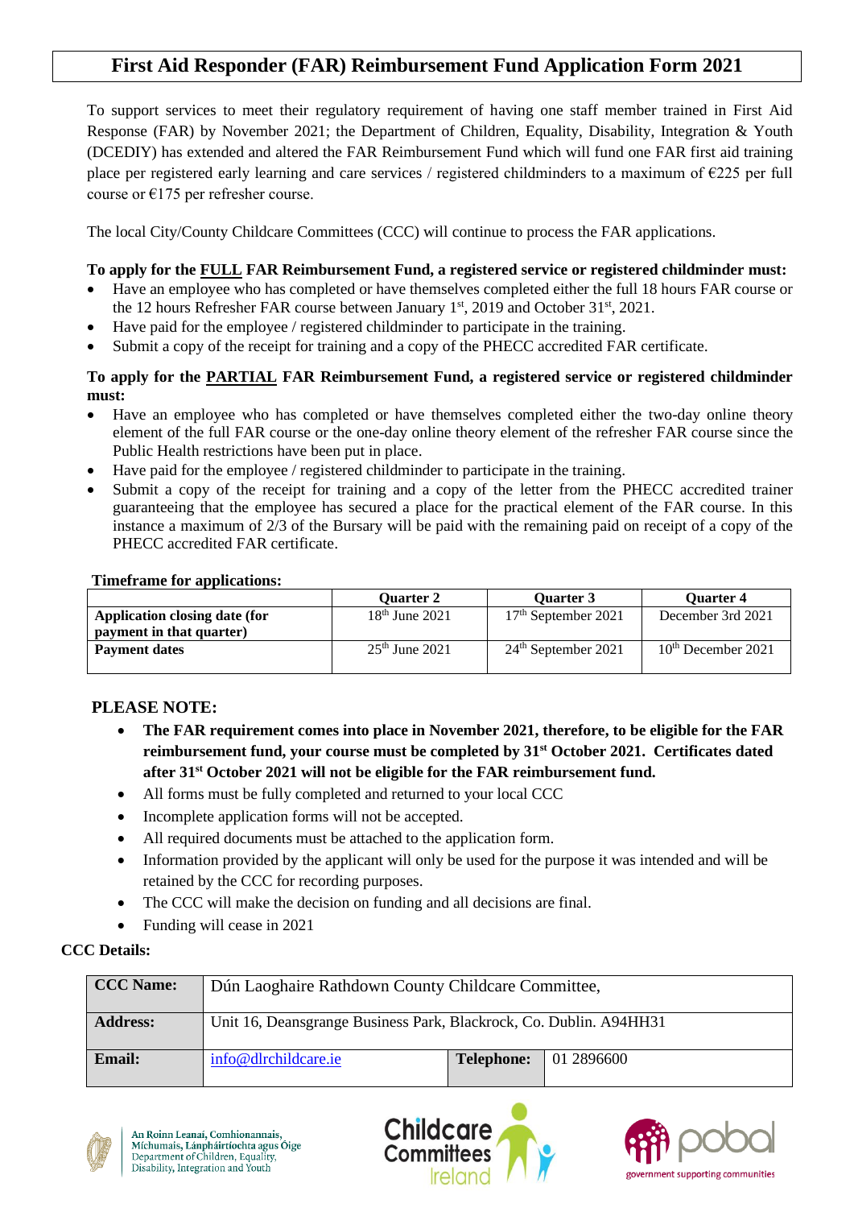# First Aid Responder (FAR) Reimbursement Fund Application Form 2021

To support services to meet their regulatory requirement of having one staff member trained in First Aid Response (FAR) by November 2021; the Department of Children, Equality, Disability, Integration & Youth (DCEDIY) has extended and altered the FAR Reimbursement Fund which will fund one FAR first aid training place per registered early learning and care services / registered childminders to a maximum of €225 per full course or €175 per refresher course.

The local City/County Childcare Committees (CCC) will continue to process the FAR applications.

**To apply for the FULL FAR Reimbursement Fund, a registered service or registered childminder must:**

- Have an employee who has completed or have themselves completed either the full 18 hours FAR course or the 12 hours Refresher FAR course between January 1st, 2019 and October 31st, 2021.
- Have paid for the employee / registered childminder to participate in the training.
- Submit a copy of the receipt for training and a copy of the PHECC accredited FAR certificate.

**To apply for the PARTIAL FAR Reimbursement Fund, a registered service or registered childminder must:**

- Have an employee who has completed or have themselves completed either the two-day online theory element of the full FAR course or the one-day online theory element of the refresher FAR course since the Public Health restrictions have been put in place.
- Have paid for the employee / registered childminder to participate in the training.
- Submit a copy of the receipt for training and a copy of the letter from the PHECC accredited trainer guaranteeing that the employee has secured a place for the practical element of the FAR course. In this instance a maximum of 2/3 of the Bursary will be paid with the remaining paid on receipt of a copy of the PHECC accredited FAR certificate.

**Timeframe for applications:**

| | Quarter 2 | Quarter 3 | Quarter 4 |
|---|---|---|---|
| **Application closing date (for payment in that quarter)** | 18th June 2021 | 17th September 2021 | December 3rd 2021 |
| **Payment dates** | 25th June 2021 | 24th September 2021 | 10th December 2021 |

## PLEASE NOTE:

- **The FAR requirement comes into place in November 2021, therefore, to be eligible for the FAR reimbursement fund, your course must be completed by 31st October 2021. Certificates dated after 31st October 2021 will not be eligible for the FAR reimbursement fund.**
- All forms must be fully completed and returned to your local CCC
- Incomplete application forms will not be accepted.
- All required documents must be attached to the application form.
- Information provided by the applicant will only be used for the purpose it was intended and will be retained by the CCC for recording purposes.
- The CCC will make the decision on funding and all decisions are final.
- Funding will cease in 2021

**CCC Details:**

| **CCC Name:** | Dún Laoghaire Rathdown County Childcare Committee, | | |
|---|---|---|---|
| **Address:** | Unit 16, Deansgrange Business Park, Blackrock, Co. Dublin. A94HH31 | | |
| **Email:** | info@dlrchildcare.ie | **Telephone:** | 01 2896600 |

An Roinn Leanaí, Comhionannais, Míchumais, Lánpháirtíochta agus Óige
Department of Children, Equality, Disability, Integration and Youth

Childcare Committees Ireland

pobal — government supporting communities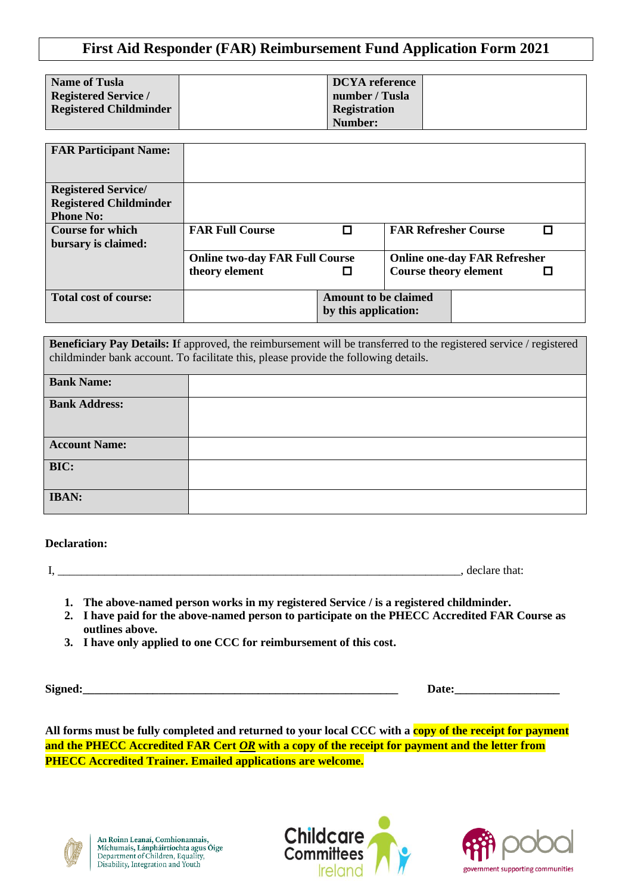# First Aid Responder (FAR) Reimbursement Fund Application Form 2021

| | | | |
|---|---|---|---|
| **Name of Tusla Registered Service / Registered Childminder** | | **DCYA reference number / Tusla Registration Number:** | |

| | | | | |
|---|---|---|---|---|
| **FAR Participant Name:** | | | | |
| **Registered Service/ Registered Childminder Phone No:** | | | | |
| **Course for which bursary is claimed:** | **FAR Full Course** ☐ | | **FAR Refresher Course** ☐ | |
| | **Online two-day FAR Full Course theory element** ☐ | | **Online one-day FAR Refresher Course theory element** ☐ | |
| **Total cost of course:** | | **Amount to be claimed by this application:** | | |

| | |
|---|---|
| **Beneficiary Pay Details:** If approved, the reimbursement will be transferred to the registered service / registered childminder bank account. To facilitate this, please provide the following details. | |
| **Bank Name:** | |
| **Bank Address:** | |
| **Account Name:** | |
| **BIC:** | |
| **IBAN:** | |

**Declaration:**

I, ________________________________________________________________________, declare that:

1. **The above-named person works in my registered Service / is a registered childminder.**
2. **I have paid for the above-named person to participate on the PHECC Accredited FAR Course as outlines above.**
3. **I have only applied to one CCC for reimbursement of this cost.**

**Signed:**_______________________________________________________ **Date:**__________________

**All forms must be fully completed and returned to your local CCC with a copy of the receipt for payment and the PHECC Accredited FAR Cert *OR* with a copy of the receipt for payment and the letter from PHECC Accredited Trainer. Emailed applications are welcome.**

An Roinn Leanaí, Comhionannais, Míchumais, Lánpháirtíochta agus Óige
Department of Children, Equality, Disability, Integration and Youth

Childcare Committees Ireland

pobal
government supporting communities